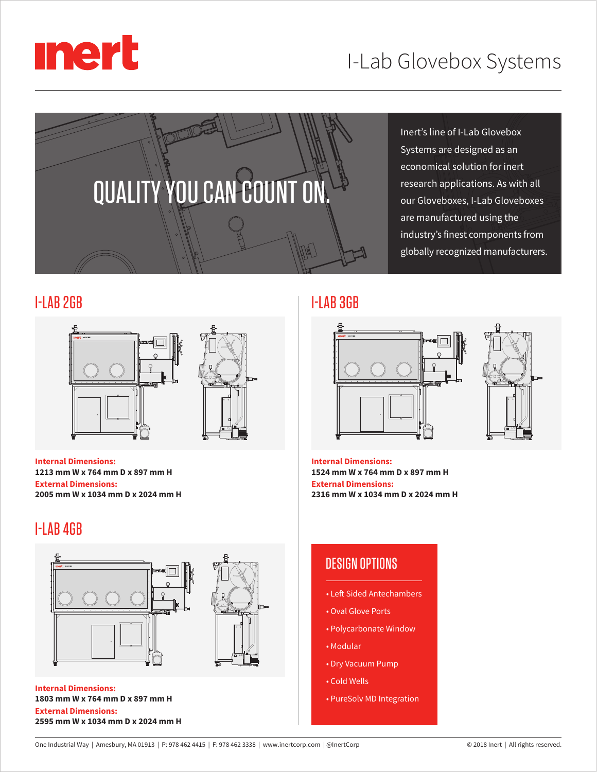# I-Lab Glovebox Systems

## QUALITY YOU CAN COUNT ON.

Inert's line of I-Lab Glovebox Systems are designed as an economical solution for inert research applications. As with all our Gloveboxes, I-Lab Gloveboxes are manufactured using the industry's finest components from globally recognized manufacturers.

## I-LAB 2GB

**Internal Dimensions:**
**1213 mm W x 764 mm D x 897 mm H**
**External Dimensions:**
**2005 mm W x 1034 mm D x 2024 mm H**

## I-LAB 3GB

**Internal Dimensions:**
**1524 mm W x 764 mm D x 897 mm H**
**External Dimensions:**
**2316 mm W x 1034 mm D x 2024 mm H**

## I-LAB 4GB

**Internal Dimensions:**
**1803 mm W x 764 mm D x 897 mm H**
**External Dimensions:**
**2595 mm W x 1034 mm D x 2024 mm H**

## DESIGN OPTIONS

- Left Sided Antechambers
- Oval Glove Ports
- Polycarbonate Window
- Modular
- Dry Vacuum Pump
- Cold Wells
- PureSolv MD Integration

One Industrial Way | Amesbury, MA 01913 | P: 978 462 4415 | F: 978 462 3338 | www.inertcorp.com | @InertCorp

© 2018 Inert | All rights reserved.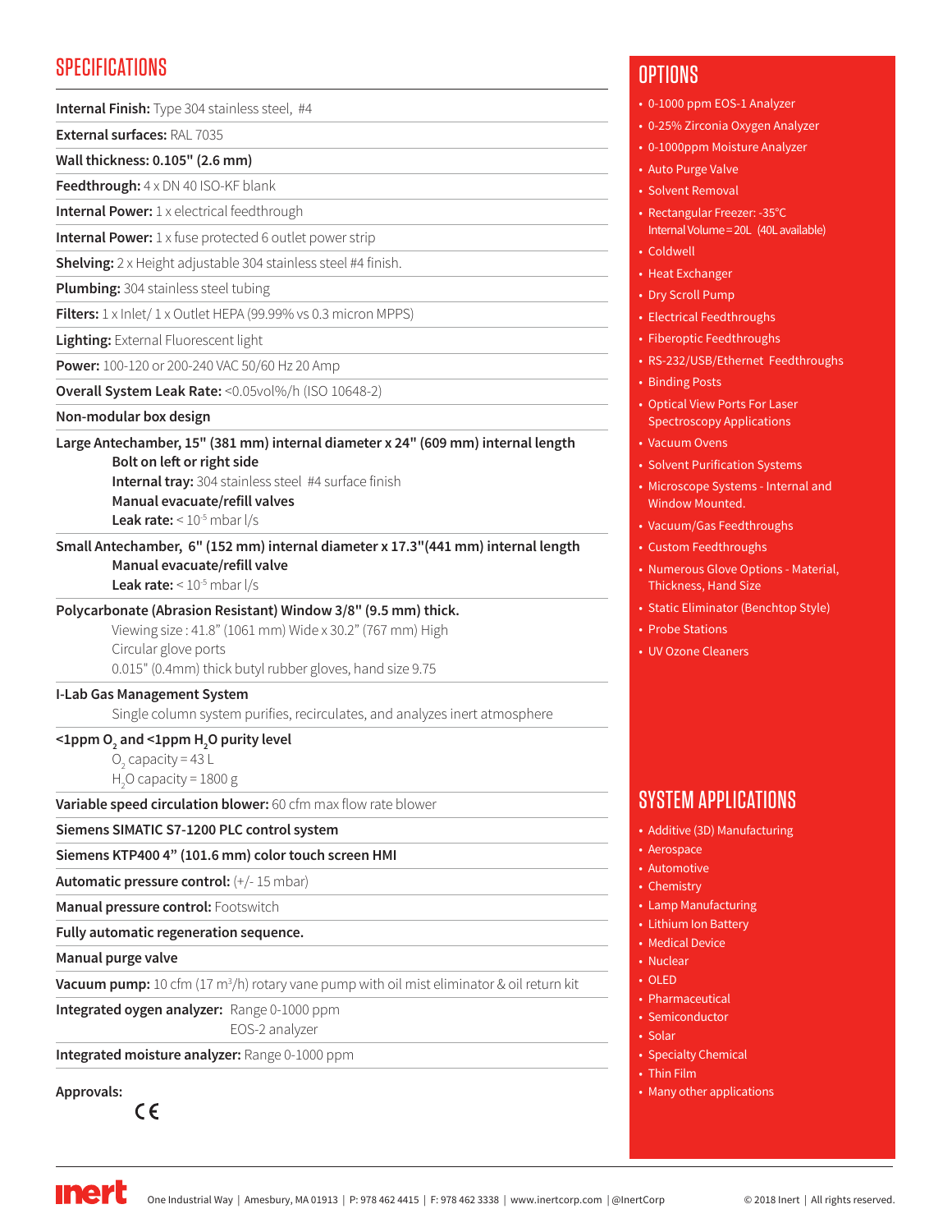## SPECIFICATIONS

**Internal Finish:** Type 304 stainless steel, #4

**External surfaces:** RAL 7035

**Wall thickness: 0.105" (2.6 mm)**

**Feedthrough:** 4 x DN 40 ISO-KF blank

**Internal Power:** 1 x electrical feedthrough

**Internal Power:** 1 x fuse protected 6 outlet power strip

**Shelving:** 2 x Height adjustable 304 stainless steel #4 finish.

**Plumbing:** 304 stainless steel tubing

**Filters:** 1 x Inlet/ 1 x Outlet HEPA (99.99% vs 0.3 micron MPPS)

**Lighting:** External Fluorescent light

**Power:** 100-120 or 200-240 VAC 50/60 Hz 20 Amp

**Overall System Leak Rate:** <0.05vol%/h (ISO 10648-2)

**Non-modular box design**

**Large Antechamber, 15" (381 mm) internal diameter x 24" (609 mm) internal length**

- **Bolt on left or right side**
- **Internal tray:** 304 stainless steel #4 surface finish
- **Manual evacuate/refill valves**
- **Leak rate:** < $10^{-5}$ mbar l/s

**Small Antechamber, 6" (152 mm) internal diameter x 17.3"(441 mm) internal length**

- **Manual evacuate/refill valve**
- **Leak rate:** < $10^{-5}$ mbar l/s

**Polycarbonate (Abrasion Resistant) Window 3/8" (9.5 mm) thick.**

- Viewing size : 41.8" (1061 mm) Wide x 30.2" (767 mm) High
- Circular glove ports
- 0.015" (0.4mm) thick butyl rubber gloves, hand size 9.75

**I-Lab Gas Management System**

- Single column system purifies, recirculates, and analyzes inert atmosphere

**<1ppm $O_2$ and <1ppm $H_2O$ purity level**

- $O_2$ capacity = 43 L
- $H_2O$ capacity = 1800 g

**Variable speed circulation blower:** 60 cfm max flow rate blower

**Siemens SIMATIC S7-1200 PLC control system**

**Siemens KTP400 4" (101.6 mm) color touch screen HMI**

**Automatic pressure control:** (+/- 15 mbar)

**Manual pressure control:** Footswitch

**Fully automatic regeneration sequence.**

**Manual purge valve**

**Vacuum pump:** 10 cfm (17 $m^3$/h) rotary vane pump with oil mist eliminator & oil return kit

**Integrated oygen analyzer:** Range 0-1000 ppm
EOS-2 analyzer

**Integrated moisture analyzer:** Range 0-1000 ppm

**Approvals:**

CE

## OPTIONS

- 0-1000 ppm EOS-1 Analyzer
- 0-25% Zirconia Oxygen Analyzer
- 0-1000ppm Moisture Analyzer
- Auto Purge Valve
- Solvent Removal
- Rectangular Freezer: -35°C
  Internal Volume = 20L (40L available)
- Coldwell
- Heat Exchanger
- Dry Scroll Pump
- Electrical Feedthroughs
- Fiberoptic Feedthroughs
- RS-232/USB/Ethernet Feedthroughs
- Binding Posts
- Optical View Ports For Laser Spectroscopy Applications
- Vacuum Ovens
- Solvent Purification Systems
- Microscope Systems - Internal and Window Mounted.
- Vacuum/Gas Feedthroughs
- Custom Feedthroughs
- Numerous Glove Options - Material, Thickness, Hand Size
- Static Eliminator (Benchtop Style)
- Probe Stations
- UV Ozone Cleaners

## SYSTEM APPLICATIONS

- Additive (3D) Manufacturing
- Aerospace
- Automotive
- Chemistry
- Lamp Manufacturing
- Lithium Ion Battery
- Medical Device
- Nuclear
- OLED
- Pharmaceutical
- Semiconductor
- Solar
- Specialty Chemical
- Thin Film
- Many other applications

inert One Industrial Way | Amesbury, MA 01913 | P: 978 462 4415 | F: 978 462 3338 | www.inertcorp.com | @InertCorp

© 2018 Inert | All rights reserved.